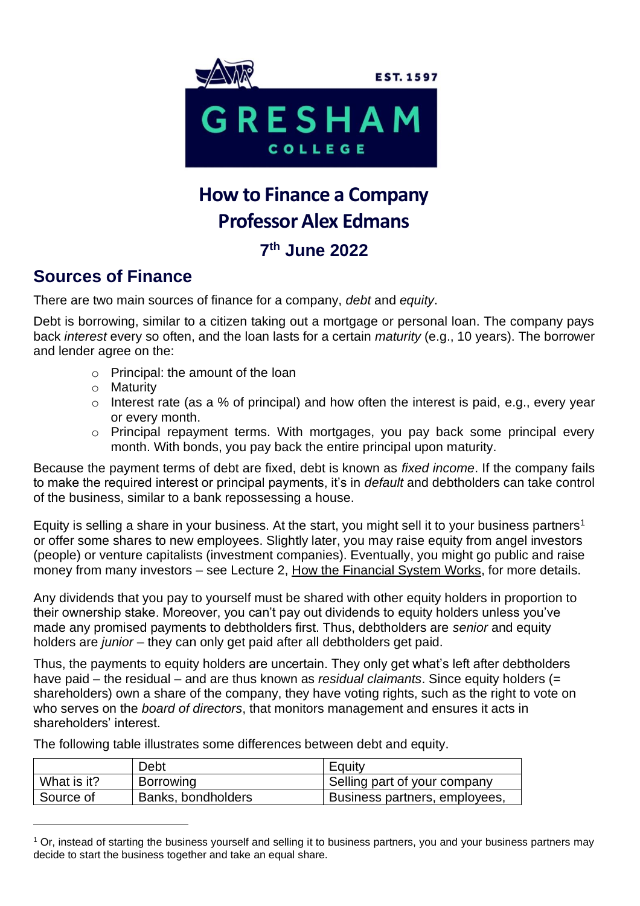# How to Finance a Company
# Professor Alex Edmans
### 7th June 2022

## Sources of Finance

There are two main sources of finance for a company, *debt* and *equity*.

Debt is borrowing, similar to a citizen taking out a mortgage or personal loan. The company pays back *interest* every so often, and the loan lasts for a certain *maturity* (e.g., 10 years). The borrower and lender agree on the:

- Principal: the amount of the loan
- Maturity
- Interest rate (as a % of principal) and how often the interest is paid, e.g., every year or every month.
- Principal repayment terms. With mortgages, you pay back some principal every month. With bonds, you pay back the entire principal upon maturity.

Because the payment terms of debt are fixed, debt is known as *fixed income*. If the company fails to make the required interest or principal payments, it's in *default* and debtholders can take control of the business, similar to a bank repossessing a house.

Equity is selling a share in your business. At the start, you might sell it to your business partners[1] or offer some shares to new employees. Slightly later, you may raise equity from angel investors (people) or venture capitalists (investment companies). Eventually, you might go public and raise money from many investors – see Lecture 2, How the Financial System Works, for more details.

Any dividends that you pay to yourself must be shared with other equity holders in proportion to their ownership stake. Moreover, you can't pay out dividends to equity holders unless you've made any promised payments to debtholders first. Thus, debtholders are *senior* and equity holders are *junior* – they can only get paid after all debtholders get paid.

Thus, the payments to equity holders are uncertain. They only get what's left after debtholders have paid – the residual – and are thus known as *residual claimants*. Since equity holders (= shareholders) own a share of the company, they have voting rights, such as the right to vote on who serves on the *board of directors*, that monitors management and ensures it acts in shareholders' interest.

The following table illustrates some differences between debt and equity.

| | Debt | Equity |
|---|---|---|
| What is it? | Borrowing | Selling part of your company |
| Source of | Banks, bondholders | Business partners, employees, |

[1] Or, instead of starting the business yourself and selling it to business partners, you and your business partners may decide to start the business together and take an equal share.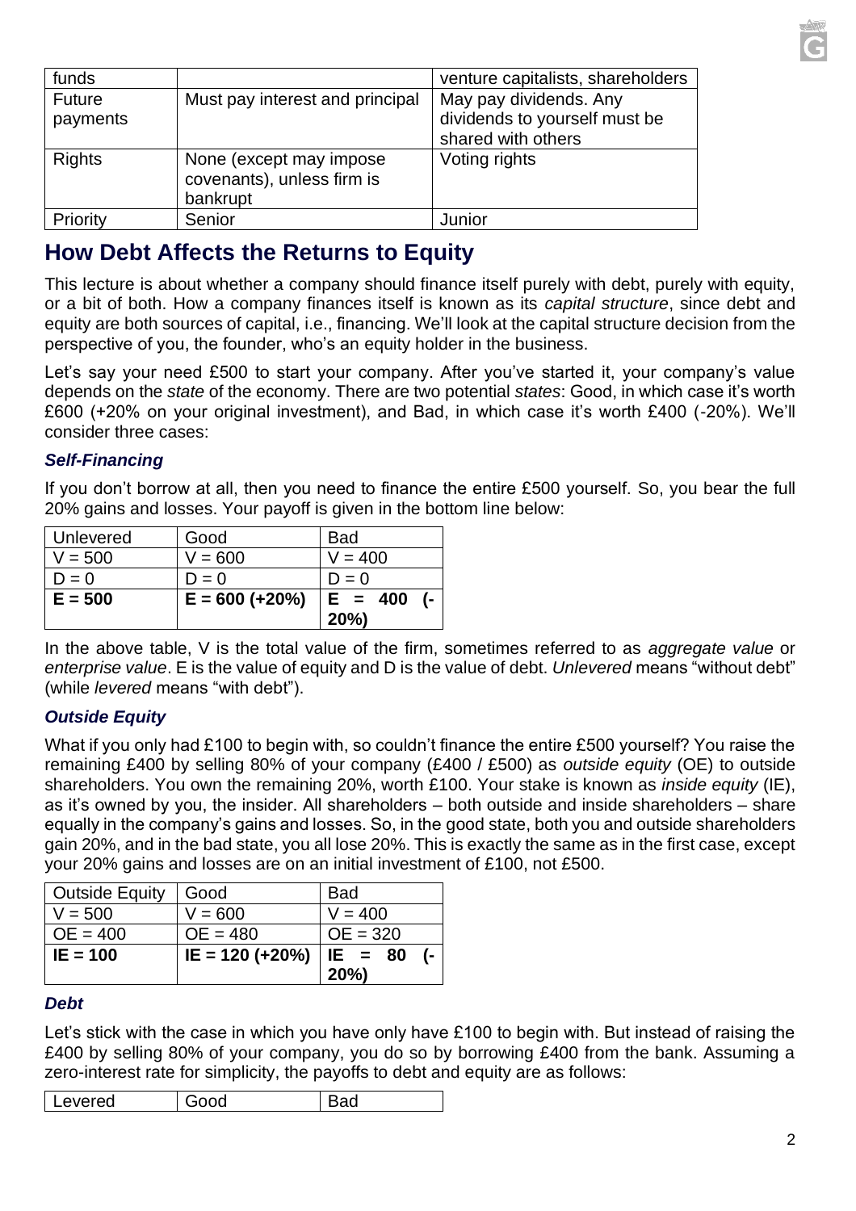| funds | | venture capitalists, shareholders |
|---|---|---|
| Future payments | Must pay interest and principal | May pay dividends. Any dividends to yourself must be shared with others |
| Rights | None (except may impose covenants), unless firm is bankrupt | Voting rights |
| Priority | Senior | Junior |

## How Debt Affects the Returns to Equity

This lecture is about whether a company should finance itself purely with debt, purely with equity, or a bit of both. How a company finances itself is known as its *capital structure*, since debt and equity are both sources of capital, i.e., financing. We'll look at the capital structure decision from the perspective of you, the founder, who's an equity holder in the business.

Let's say your need £500 to start your company. After you've started it, your company's value depends on the *state* of the economy. There are two potential *states*: Good, in which case it's worth £600 (+20% on your original investment), and Bad, in which case it's worth £400 (-20%). We'll consider three cases:

### *Self-Financing*

If you don't borrow at all, then you need to finance the entire £500 yourself. So, you bear the full 20% gains and losses. Your payoff is given in the bottom line below:

| Unlevered | Good | Bad |
|---|---|---|
| V = 500 | V = 600 | V = 400 |
| D = 0 | D = 0 | D = 0 |
| **E = 500** | **E = 600 (+20%)** | **E = 400 (-20%)** |

In the above table, V is the total value of the firm, sometimes referred to as *aggregate value* or *enterprise value*. E is the value of equity and D is the value of debt. *Unlevered* means "without debt" (while *levered* means "with debt").

### *Outside Equity*

What if you only had £100 to begin with, so couldn't finance the entire £500 yourself? You raise the remaining £400 by selling 80% of your company (£400 / £500) as *outside equity* (OE) to outside shareholders. You own the remaining 20%, worth £100. Your stake is known as *inside equity* (IE), as it's owned by you, the insider. All shareholders – both outside and inside shareholders – share equally in the company's gains and losses. So, in the good state, both you and outside shareholders gain 20%, and in the bad state, you all lose 20%. This is exactly the same as in the first case, except your 20% gains and losses are on an initial investment of £100, not £500.

| Outside Equity | Good | Bad |
|---|---|---|
| V = 500 | V = 600 | V = 400 |
| OE = 400 | OE = 480 | OE = 320 |
| **IE = 100** | **IE = 120 (+20%)** | **IE = 80 (-20%)** |

### *Debt*

Let's stick with the case in which you have only have £100 to begin with. But instead of raising the £400 by selling 80% of your company, you do so by borrowing £400 from the bank. Assuming a zero-interest rate for simplicity, the payoffs to debt and equity are as follows:

| Levered | Good | Bad |
|---|---|---|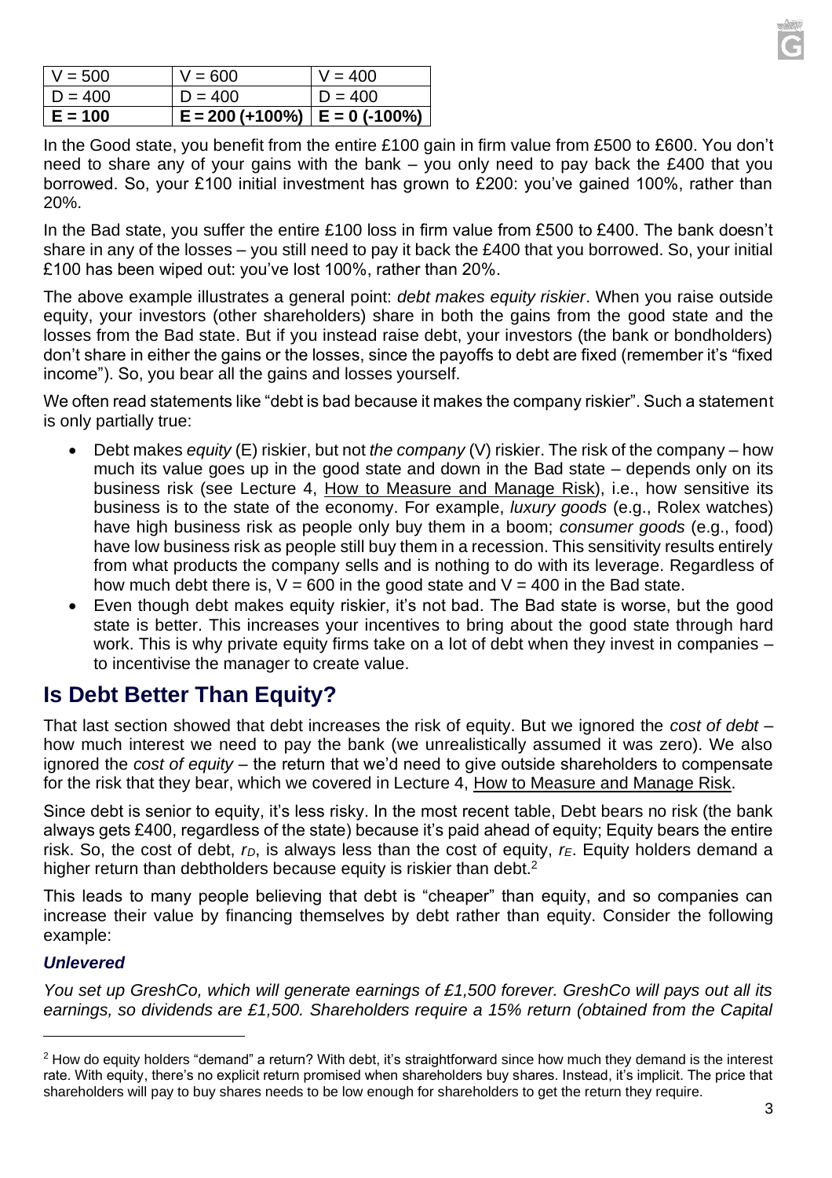| V = 500 | V = 600 | V = 400 |
|---|---|---|
| D = 400 | D = 400 | D = 400 |
| **E = 100** | **E = 200 (+100%)** | **E = 0 (-100%)** |

In the Good state, you benefit from the entire £100 gain in firm value from £500 to £600. You don't need to share any of your gains with the bank – you only need to pay back the £400 that you borrowed. So, your £100 initial investment has grown to £200: you've gained 100%, rather than 20%.

In the Bad state, you suffer the entire £100 loss in firm value from £500 to £400. The bank doesn't share in any of the losses – you still need to pay it back the £400 that you borrowed. So, your initial £100 has been wiped out: you've lost 100%, rather than 20%.

The above example illustrates a general point: *debt makes equity riskier*. When you raise outside equity, your investors (other shareholders) share in both the gains from the good state and the losses from the Bad state. But if you instead raise debt, your investors (the bank or bondholders) don't share in either the gains or the losses, since the payoffs to debt are fixed (remember it's "fixed income"). So, you bear all the gains and losses yourself.

We often read statements like "debt is bad because it makes the company riskier". Such a statement is only partially true:

- Debt makes *equity* (E) riskier, but not *the company* (V) riskier. The risk of the company – how much its value goes up in the good state and down in the Bad state – depends only on its business risk (see Lecture 4, How to Measure and Manage Risk), i.e., how sensitive its business is to the state of the economy. For example, *luxury goods* (e.g., Rolex watches) have high business risk as people only buy them in a boom; *consumer goods* (e.g., food) have low business risk as people still buy them in a recession. This sensitivity results entirely from what products the company sells and is nothing to do with its leverage. Regardless of how much debt there is, V = 600 in the good state and V = 400 in the Bad state.
- Even though debt makes equity riskier, it's not bad. The Bad state is worse, but the good state is better. This increases your incentives to bring about the good state through hard work. This is why private equity firms take on a lot of debt when they invest in companies – to incentivise the manager to create value.

## Is Debt Better Than Equity?

That last section showed that debt increases the risk of equity. But we ignored the *cost of debt* – how much interest we need to pay the bank (we unrealistically assumed it was zero). We also ignored the *cost of equity* – the return that we'd need to give outside shareholders to compensate for the risk that they bear, which we covered in Lecture 4, How to Measure and Manage Risk.

Since debt is senior to equity, it's less risky. In the most recent table, Debt bears no risk (the bank always gets £400, regardless of the state) because it's paid ahead of equity; Equity bears the entire risk. So, the cost of debt, $r_D$, is always less than the cost of equity, $r_E$. Equity holders demand a higher return than debtholders because equity is riskier than debt.[2]

This leads to many people believing that debt is "cheaper" than equity, and so companies can increase their value by financing themselves by debt rather than equity. Consider the following example:

### *Unlevered*

*You set up GreshCo, which will generate earnings of £1,500 forever. GreshCo will pays out all its earnings, so dividends are £1,500. Shareholders require a 15% return (obtained from the Capital*

[2] How do equity holders "demand" a return? With debt, it's straightforward since how much they demand is the interest rate. With equity, there's no explicit return promised when shareholders buy shares. Instead, it's implicit. The price that shareholders will pay to buy shares needs to be low enough for shareholders to get the return they require.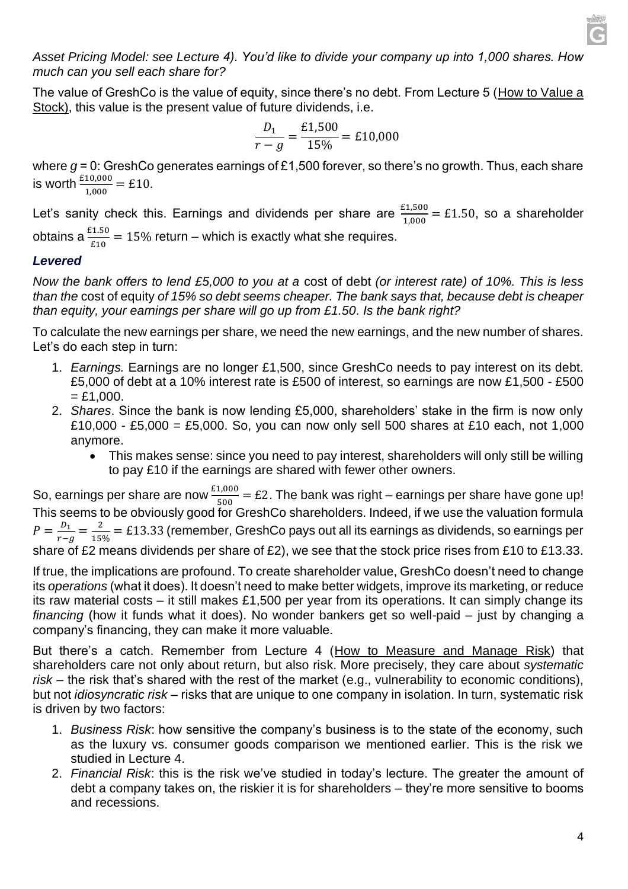*Asset Pricing Model: see Lecture 4). You'd like to divide your company up into 1,000 shares. How much can you sell each share for?*

The value of GreshCo is the value of equity, since there's no debt. From Lecture 5 (How to Value a Stock), this value is the present value of future dividends, i.e.

$$\frac{D_1}{r-g} = \frac{£1{,}500}{15\%} = £10{,}000$$

where $g = 0$: GreshCo generates earnings of £1,500 forever, so there's no growth. Thus, each share is worth $\frac{£10{,}000}{1{,}000} = £10$.

Let's sanity check this. Earnings and dividends per share are $\frac{£1{,}500}{1{,}000} = £1.50$, so a shareholder obtains a $\frac{£1.50}{£10} = 15\%$ return – which is exactly what she requires.

### *Levered*

*Now the bank offers to lend £5,000 to you at a* cost of debt *(or interest rate) of 10%. This is less than the* cost of equity *of 15% so debt seems cheaper. The bank says that, because debt is cheaper than equity, your earnings per share will go up from £1.50. Is the bank right?*

To calculate the new earnings per share, we need the new earnings, and the new number of shares. Let's do each step in turn:

1. *Earnings.* Earnings are no longer £1,500, since GreshCo needs to pay interest on its debt. £5,000 of debt at a 10% interest rate is £500 of interest, so earnings are now £1,500 - £500 = £1,000.
2. *Shares*. Since the bank is now lending £5,000, shareholders' stake in the firm is now only £10,000 - £5,000 = £5,000. So, you can now only sell 500 shares at £10 each, not 1,000 anymore.
   - This makes sense: since you need to pay interest, shareholders will only still be willing to pay £10 if the earnings are shared with fewer other owners.

So, earnings per share are now $\frac{£1{,}000}{500} = £2$. The bank was right – earnings per share have gone up! This seems to be obviously good for GreshCo shareholders. Indeed, if we use the valuation formula $P = \frac{D_1}{r-g} = \frac{2}{15\%} = £13.33$ (remember, GreshCo pays out all its earnings as dividends, so earnings per share of £2 means dividends per share of £2), we see that the stock price rises from £10 to £13.33.

If true, the implications are profound. To create shareholder value, GreshCo doesn't need to change its *operations* (what it does). It doesn't need to make better widgets, improve its marketing, or reduce its raw material costs – it still makes £1,500 per year from its operations. It can simply change its *financing* (how it funds what it does). No wonder bankers get so well-paid – just by changing a company's financing, they can make it more valuable.

But there's a catch. Remember from Lecture 4 (How to Measure and Manage Risk) that shareholders care not only about return, but also risk. More precisely, they care about *systematic risk* – the risk that's shared with the rest of the market (e.g., vulnerability to economic conditions), but not *idiosyncratic risk* – risks that are unique to one company in isolation. In turn, systematic risk is driven by two factors:

1. *Business Risk*: how sensitive the company's business is to the state of the economy, such as the luxury vs. consumer goods comparison we mentioned earlier. This is the risk we studied in Lecture 4.
2. *Financial Risk*: this is the risk we've studied in today's lecture. The greater the amount of debt a company takes on, the riskier it is for shareholders – they're more sensitive to booms and recessions.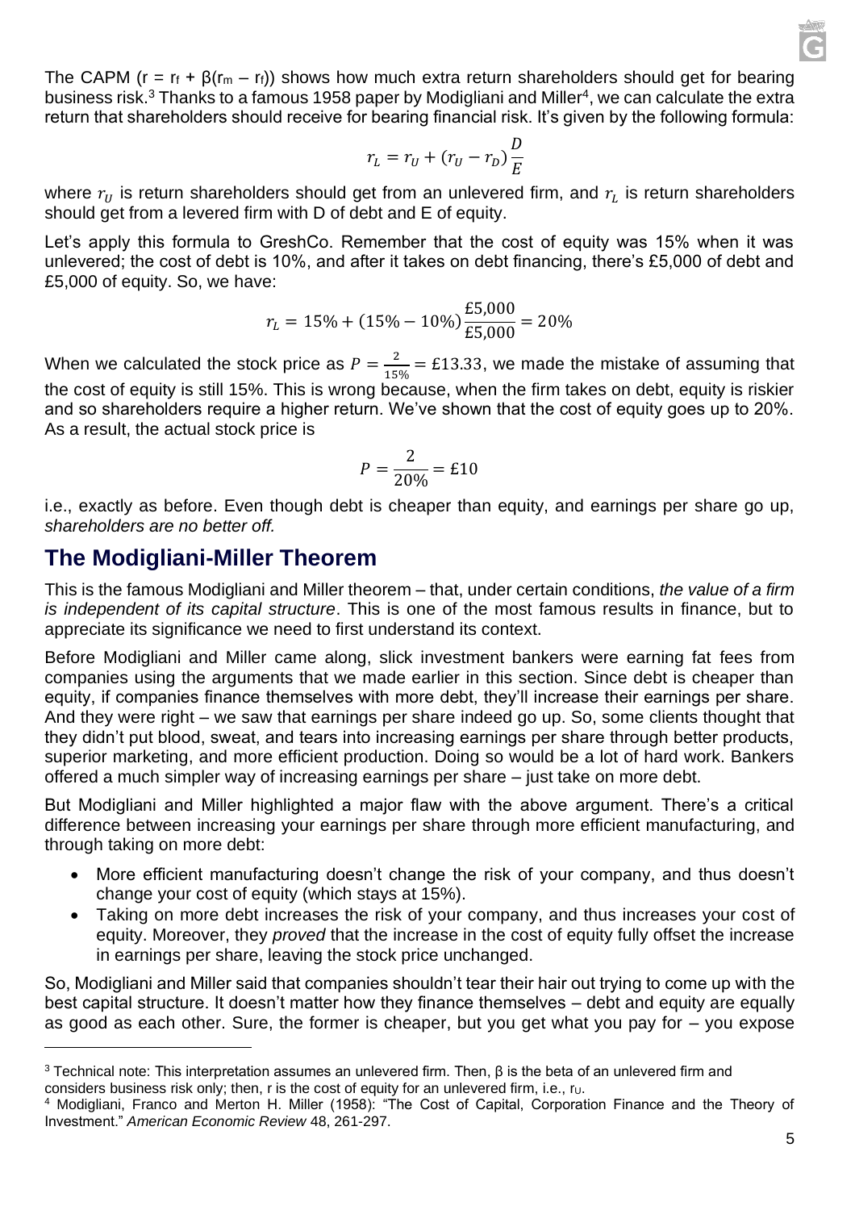The CAPM ($r = r_f + \beta(r_m - r_f)$) shows how much extra return shareholders should get for bearing business risk.[3] Thanks to a famous 1958 paper by Modigliani and Miller[4], we can calculate the extra return that shareholders should receive for bearing financial risk. It's given by the following formula:

$$r_L = r_U + (r_U - r_D)\frac{D}{E}$$

where $r_U$ is return shareholders should get from an unlevered firm, and $r_L$ is return shareholders should get from a levered firm with D of debt and E of equity.

Let's apply this formula to GreshCo. Remember that the cost of equity was 15% when it was unlevered; the cost of debt is 10%, and after it takes on debt financing, there's £5,000 of debt and £5,000 of equity. So, we have:

$$r_L = 15\% + (15\% - 10\%)\frac{£5{,}000}{£5{,}000} = 20\%$$

When we calculated the stock price as $P = \frac{2}{15\%} = £13.33$, we made the mistake of assuming that the cost of equity is still 15%. This is wrong because, when the firm takes on debt, equity is riskier and so shareholders require a higher return. We've shown that the cost of equity goes up to 20%. As a result, the actual stock price is

$$P = \frac{2}{20\%} = £10$$

i.e., exactly as before. Even though debt is cheaper than equity, and earnings per share go up, *shareholders are no better off.*

## The Modigliani-Miller Theorem

This is the famous Modigliani and Miller theorem – that, under certain conditions, *the value of a firm is independent of its capital structure*. This is one of the most famous results in finance, but to appreciate its significance we need to first understand its context.

Before Modigliani and Miller came along, slick investment bankers were earning fat fees from companies using the arguments that we made earlier in this section. Since debt is cheaper than equity, if companies finance themselves with more debt, they'll increase their earnings per share. And they were right – we saw that earnings per share indeed go up. So, some clients thought that they didn't put blood, sweat, and tears into increasing earnings per share through better products, superior marketing, and more efficient production. Doing so would be a lot of hard work. Bankers offered a much simpler way of increasing earnings per share – just take on more debt.

But Modigliani and Miller highlighted a major flaw with the above argument. There's a critical difference between increasing your earnings per share through more efficient manufacturing, and through taking on more debt:

- More efficient manufacturing doesn't change the risk of your company, and thus doesn't change your cost of equity (which stays at 15%).
- Taking on more debt increases the risk of your company, and thus increases your cost of equity. Moreover, they *proved* that the increase in the cost of equity fully offset the increase in earnings per share, leaving the stock price unchanged.

So, Modigliani and Miller said that companies shouldn't tear their hair out trying to come up with the best capital structure. It doesn't matter how they finance themselves – debt and equity are equally as good as each other. Sure, the former is cheaper, but you get what you pay for – you expose

[3] Technical note: This interpretation assumes an unlevered firm. Then, β is the beta of an unlevered firm and considers business risk only; then, r is the cost of equity for an unlevered firm, i.e., $r_U$.

[4] Modigliani, Franco and Merton H. Miller (1958): "The Cost of Capital, Corporation Finance and the Theory of Investment." *American Economic Review* 48, 261-297.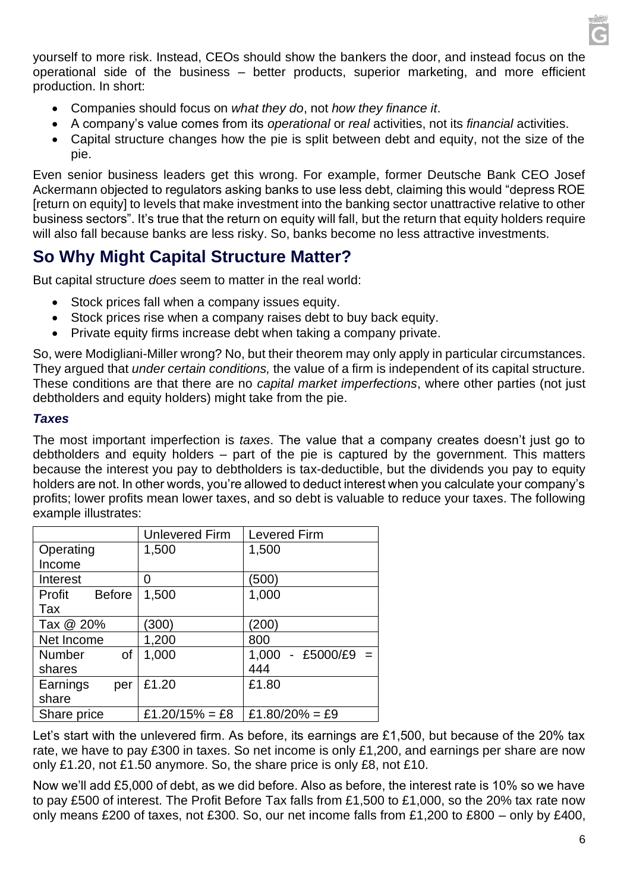yourself to more risk. Instead, CEOs should show the bankers the door, and instead focus on the operational side of the business – better products, superior marketing, and more efficient production. In short:

- Companies should focus on *what they do*, not *how they finance it*.
- A company's value comes from its *operational* or *real* activities, not its *financial* activities.
- Capital structure changes how the pie is split between debt and equity, not the size of the pie.

Even senior business leaders get this wrong. For example, former Deutsche Bank CEO Josef Ackermann objected to regulators asking banks to use less debt, claiming this would "depress ROE [return on equity] to levels that make investment into the banking sector unattractive relative to other business sectors". It's true that the return on equity will fall, but the return that equity holders require will also fall because banks are less risky. So, banks become no less attractive investments.

## So Why Might Capital Structure Matter?

But capital structure *does* seem to matter in the real world:

- Stock prices fall when a company issues equity.
- Stock prices rise when a company raises debt to buy back equity.
- Private equity firms increase debt when taking a company private.

So, were Modigliani-Miller wrong? No, but their theorem may only apply in particular circumstances. They argued that *under certain conditions,* the value of a firm is independent of its capital structure. These conditions are that there are no *capital market imperfections*, where other parties (not just debtholders and equity holders) might take from the pie.

### *Taxes*

The most important imperfection is *taxes*. The value that a company creates doesn't just go to debtholders and equity holders – part of the pie is captured by the government. This matters because the interest you pay to debtholders is tax-deductible, but the dividends you pay to equity holders are not. In other words, you're allowed to deduct interest when you calculate your company's profits; lower profits mean lower taxes, and so debt is valuable to reduce your taxes. The following example illustrates:

| | Unlevered Firm | Levered Firm |
|---|---|---|
| Operating Income | 1,500 | 1,500 |
| Interest | 0 | (500) |
| Profit Before Tax | 1,500 | 1,000 |
| Tax @ 20% | (300) | (200) |
| Net Income | 1,200 | 800 |
| Number of shares | 1,000 | 1,000 - £5000/£9 = 444 |
| Earnings per share | £1.20 | £1.80 |
| Share price | £1.20/15% = £8 | £1.80/20% = £9 |

Let's start with the unlevered firm. As before, its earnings are £1,500, but because of the 20% tax rate, we have to pay £300 in taxes. So net income is only £1,200, and earnings per share are now only £1.20, not £1.50 anymore. So, the share price is only £8, not £10.

Now we'll add £5,000 of debt, as we did before. Also as before, the interest rate is 10% so we have to pay £500 of interest. The Profit Before Tax falls from £1,500 to £1,000, so the 20% tax rate now only means £200 of taxes, not £300. So, our net income falls from £1,200 to £800 – only by £400,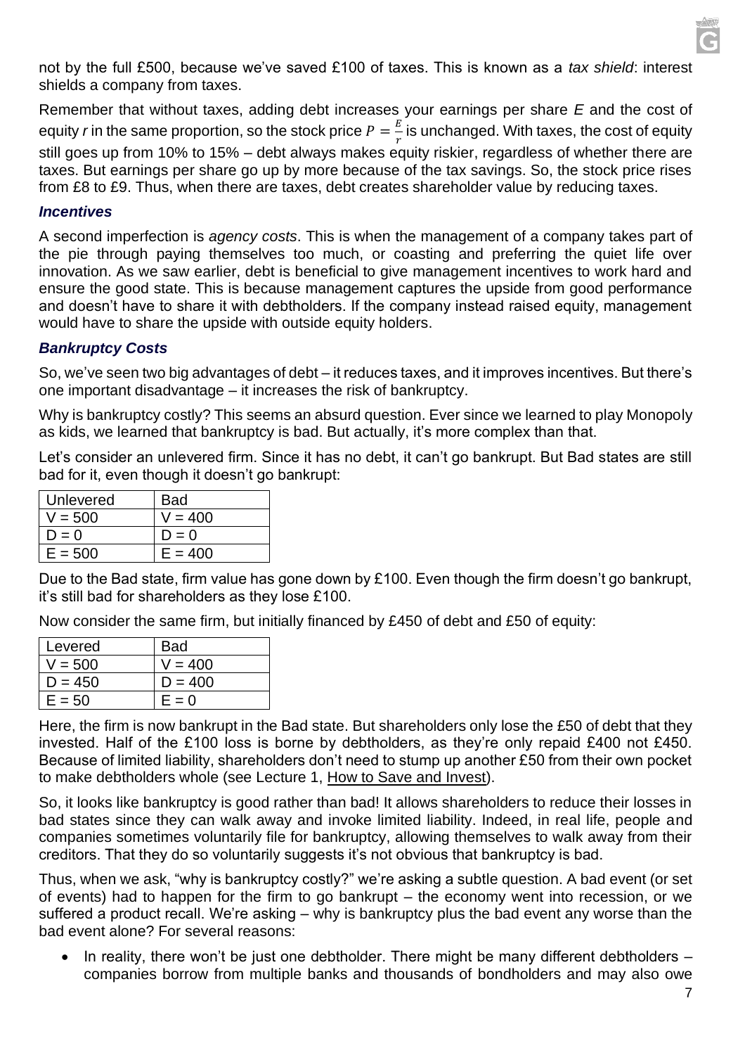not by the full £500, because we've saved £100 of taxes. This is known as a *tax shield*: interest shields a company from taxes.

Remember that without taxes, adding debt increases your earnings per share *E* and the cost of equity *r* in the same proportion, so the stock price $P = \frac{E}{r}$ is unchanged. With taxes, the cost of equity still goes up from 10% to 15% – debt always makes equity riskier, regardless of whether there are taxes. But earnings per share go up by more because of the tax savings. So, the stock price rises from £8 to £9. Thus, when there are taxes, debt creates shareholder value by reducing taxes.

### *Incentives*

A second imperfection is *agency costs*. This is when the management of a company takes part of the pie through paying themselves too much, or coasting and preferring the quiet life over innovation. As we saw earlier, debt is beneficial to give management incentives to work hard and ensure the good state. This is because management captures the upside from good performance and doesn't have to share it with debtholders. If the company instead raised equity, management would have to share the upside with outside equity holders.

### *Bankruptcy Costs*

So, we've seen two big advantages of debt – it reduces taxes, and it improves incentives. But there's one important disadvantage – it increases the risk of bankruptcy.

Why is bankruptcy costly? This seems an absurd question. Ever since we learned to play Monopoly as kids, we learned that bankruptcy is bad. But actually, it's more complex than that.

Let's consider an unlevered firm. Since it has no debt, it can't go bankrupt. But Bad states are still bad for it, even though it doesn't go bankrupt:

| Unlevered | Bad |
|---|---|
| V = 500 | V = 400 |
| D = 0 | D = 0 |
| E = 500 | E = 400 |

Due to the Bad state, firm value has gone down by £100. Even though the firm doesn't go bankrupt, it's still bad for shareholders as they lose £100.

Now consider the same firm, but initially financed by £450 of debt and £50 of equity:

| Levered | Bad |
|---|---|
| V = 500 | V = 400 |
| D = 450 | D = 400 |
| E = 50 | E = 0 |

Here, the firm is now bankrupt in the Bad state. But shareholders only lose the £50 of debt that they invested. Half of the £100 loss is borne by debtholders, as they're only repaid £400 not £450. Because of limited liability, shareholders don't need to stump up another £50 from their own pocket to make debtholders whole (see Lecture 1, How to Save and Invest).

So, it looks like bankruptcy is good rather than bad! It allows shareholders to reduce their losses in bad states since they can walk away and invoke limited liability. Indeed, in real life, people and companies sometimes voluntarily file for bankruptcy, allowing themselves to walk away from their creditors. That they do so voluntarily suggests it's not obvious that bankruptcy is bad.

Thus, when we ask, "why is bankruptcy costly?" we're asking a subtle question. A bad event (or set of events) had to happen for the firm to go bankrupt – the economy went into recession, or we suffered a product recall. We're asking – why is bankruptcy plus the bad event any worse than the bad event alone? For several reasons:

- In reality, there won't be just one debtholder. There might be many different debtholders – companies borrow from multiple banks and thousands of bondholders and may also owe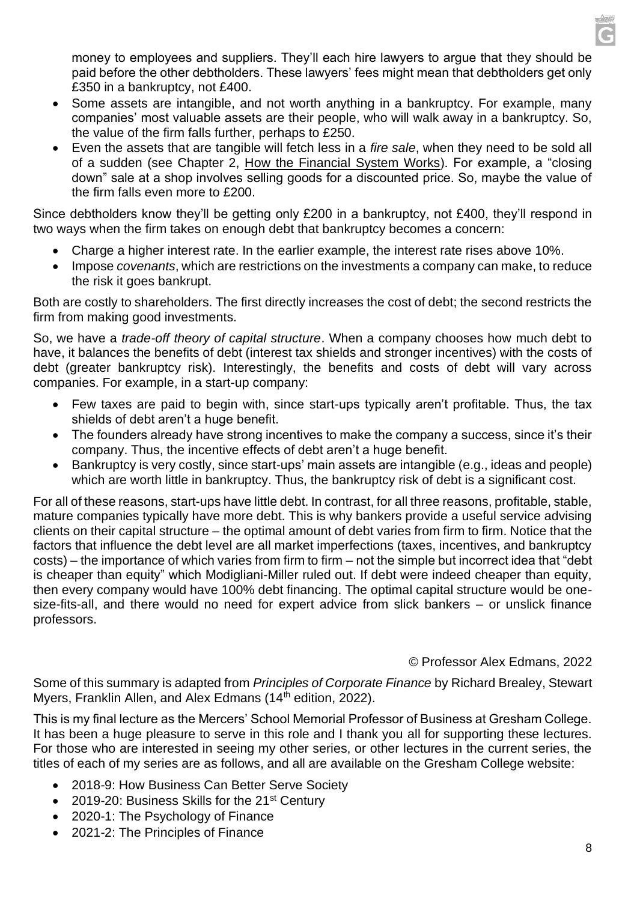money to employees and suppliers. They'll each hire lawyers to argue that they should be paid before the other debtholders. These lawyers' fees might mean that debtholders get only £350 in a bankruptcy, not £400.

- Some assets are intangible, and not worth anything in a bankruptcy. For example, many companies' most valuable assets are their people, who will walk away in a bankruptcy. So, the value of the firm falls further, perhaps to £250.
- Even the assets that are tangible will fetch less in a *fire sale*, when they need to be sold all of a sudden (see Chapter 2, How the Financial System Works). For example, a "closing down" sale at a shop involves selling goods for a discounted price. So, maybe the value of the firm falls even more to £200.

Since debtholders know they'll be getting only £200 in a bankruptcy, not £400, they'll respond in two ways when the firm takes on enough debt that bankruptcy becomes a concern:

- Charge a higher interest rate. In the earlier example, the interest rate rises above 10%.
- Impose *covenants*, which are restrictions on the investments a company can make, to reduce the risk it goes bankrupt.

Both are costly to shareholders. The first directly increases the cost of debt; the second restricts the firm from making good investments.

So, we have a *trade-off theory of capital structure*. When a company chooses how much debt to have, it balances the benefits of debt (interest tax shields and stronger incentives) with the costs of debt (greater bankruptcy risk). Interestingly, the benefits and costs of debt will vary across companies. For example, in a start-up company:

- Few taxes are paid to begin with, since start-ups typically aren't profitable. Thus, the tax shields of debt aren't a huge benefit.
- The founders already have strong incentives to make the company a success, since it's their company. Thus, the incentive effects of debt aren't a huge benefit.
- Bankruptcy is very costly, since start-ups' main assets are intangible (e.g., ideas and people) which are worth little in bankruptcy. Thus, the bankruptcy risk of debt is a significant cost.

For all of these reasons, start-ups have little debt. In contrast, for all three reasons, profitable, stable, mature companies typically have more debt. This is why bankers provide a useful service advising clients on their capital structure – the optimal amount of debt varies from firm to firm. Notice that the factors that influence the debt level are all market imperfections (taxes, incentives, and bankruptcy costs) – the importance of which varies from firm to firm – not the simple but incorrect idea that "debt is cheaper than equity" which Modigliani-Miller ruled out. If debt were indeed cheaper than equity, then every company would have 100% debt financing. The optimal capital structure would be one-size-fits-all, and there would no need for expert advice from slick bankers – or unslick finance professors.

© Professor Alex Edmans, 2022

Some of this summary is adapted from *Principles of Corporate Finance* by Richard Brealey, Stewart Myers, Franklin Allen, and Alex Edmans (14th edition, 2022).

This is my final lecture as the Mercers' School Memorial Professor of Business at Gresham College. It has been a huge pleasure to serve in this role and I thank you all for supporting these lectures. For those who are interested in seeing my other series, or other lectures in the current series, the titles of each of my series are as follows, and all are available on the Gresham College website:

- 2018-9: How Business Can Better Serve Society
- 2019-20: Business Skills for the 21st Century
- 2020-1: The Psychology of Finance
- 2021-2: The Principles of Finance